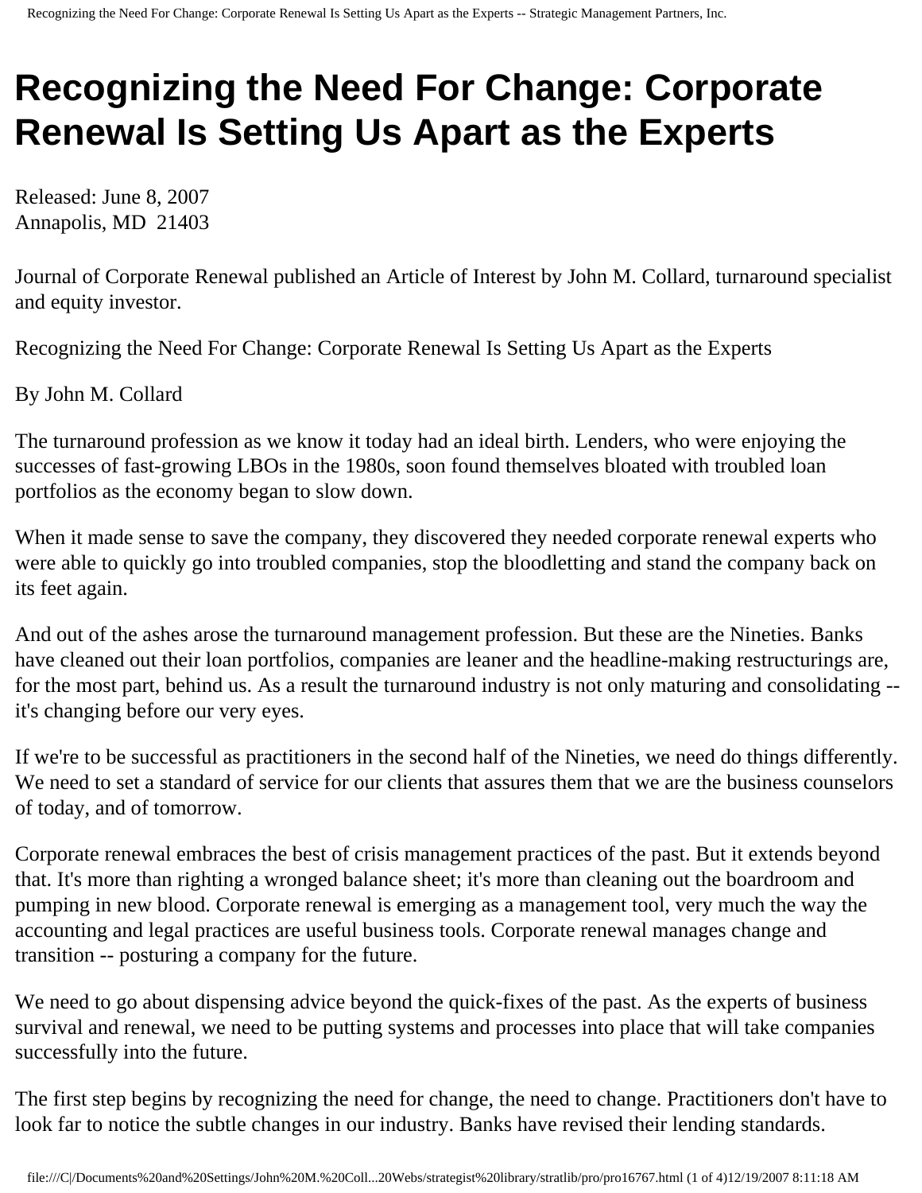# Recognizing the Need For Change: Corporate Renewal Is Setting Us Apart as the Experts

Released: June 8, 2007
Annapolis, MD  21403

Journal of Corporate Renewal published an Article of Interest by John M. Collard, turnaround specialist and equity investor.

Recognizing the Need For Change: Corporate Renewal Is Setting Us Apart as the Experts

By John M. Collard

The turnaround profession as we know it today had an ideal birth. Lenders, who were enjoying the successes of fast-growing LBOs in the 1980s, soon found themselves bloated with troubled loan portfolios as the economy began to slow down.

When it made sense to save the company, they discovered they needed corporate renewal experts who were able to quickly go into troubled companies, stop the bloodletting and stand the company back on its feet again.

And out of the ashes arose the turnaround management profession. But these are the Nineties. Banks have cleaned out their loan portfolios, companies are leaner and the headline-making restructurings are, for the most part, behind us. As a result the turnaround industry is not only maturing and consolidating -- it's changing before our very eyes.

If we're to be successful as practitioners in the second half of the Nineties, we need do things differently. We need to set a standard of service for our clients that assures them that we are the business counselors of today, and of tomorrow.

Corporate renewal embraces the best of crisis management practices of the past. But it extends beyond that. It's more than righting a wronged balance sheet; it's more than cleaning out the boardroom and pumping in new blood. Corporate renewal is emerging as a management tool, very much the way the accounting and legal practices are useful business tools. Corporate renewal manages change and transition -- posturing a company for the future.

We need to go about dispensing advice beyond the quick-fixes of the past. As the experts of business survival and renewal, we need to be putting systems and processes into place that will take companies successfully into the future.

The first step begins by recognizing the need for change, the need to change. Practitioners don't have to look far to notice the subtle changes in our industry. Banks have revised their lending standards.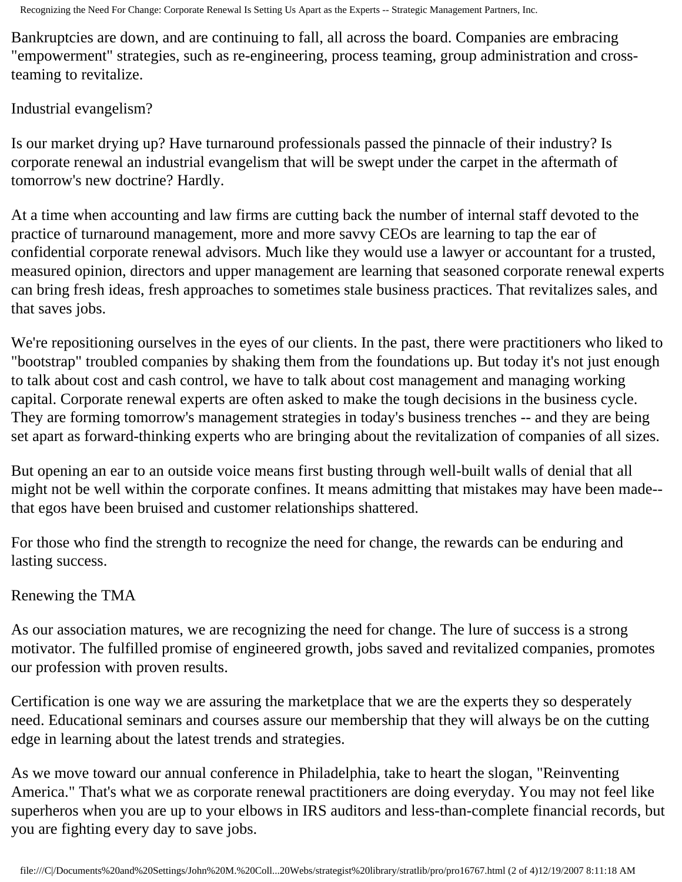Bankruptcies are down, and are continuing to fall, all across the board. Companies are embracing "empowerment" strategies, such as re-engineering, process teaming, group administration and cross-teaming to revitalize.

## Industrial evangelism?

Is our market drying up? Have turnaround professionals passed the pinnacle of their industry? Is corporate renewal an industrial evangelism that will be swept under the carpet in the aftermath of tomorrow's new doctrine? Hardly.

At a time when accounting and law firms are cutting back the number of internal staff devoted to the practice of turnaround management, more and more savvy CEOs are learning to tap the ear of confidential corporate renewal advisors. Much like they would use a lawyer or accountant for a trusted, measured opinion, directors and upper management are learning that seasoned corporate renewal experts can bring fresh ideas, fresh approaches to sometimes stale business practices. That revitalizes sales, and that saves jobs.

We're repositioning ourselves in the eyes of our clients. In the past, there were practitioners who liked to "bootstrap" troubled companies by shaking them from the foundations up. But today it's not just enough to talk about cost and cash control, we have to talk about cost management and managing working capital. Corporate renewal experts are often asked to make the tough decisions in the business cycle. They are forming tomorrow's management strategies in today's business trenches -- and they are being set apart as forward-thinking experts who are bringing about the revitalization of companies of all sizes.

But opening an ear to an outside voice means first busting through well-built walls of denial that all might not be well within the corporate confines. It means admitting that mistakes may have been made--that egos have been bruised and customer relationships shattered.

For those who find the strength to recognize the need for change, the rewards can be enduring and lasting success.

## Renewing the TMA

As our association matures, we are recognizing the need for change. The lure of success is a strong motivator. The fulfilled promise of engineered growth, jobs saved and revitalized companies, promotes our profession with proven results.

Certification is one way we are assuring the marketplace that we are the experts they so desperately need. Educational seminars and courses assure our membership that they will always be on the cutting edge in learning about the latest trends and strategies.

As we move toward our annual conference in Philadelphia, take to heart the slogan, "Reinventing America." That's what we as corporate renewal practitioners are doing everyday. You may not feel like superheros when you are up to your elbows in IRS auditors and less-than-complete financial records, but you are fighting every day to save jobs.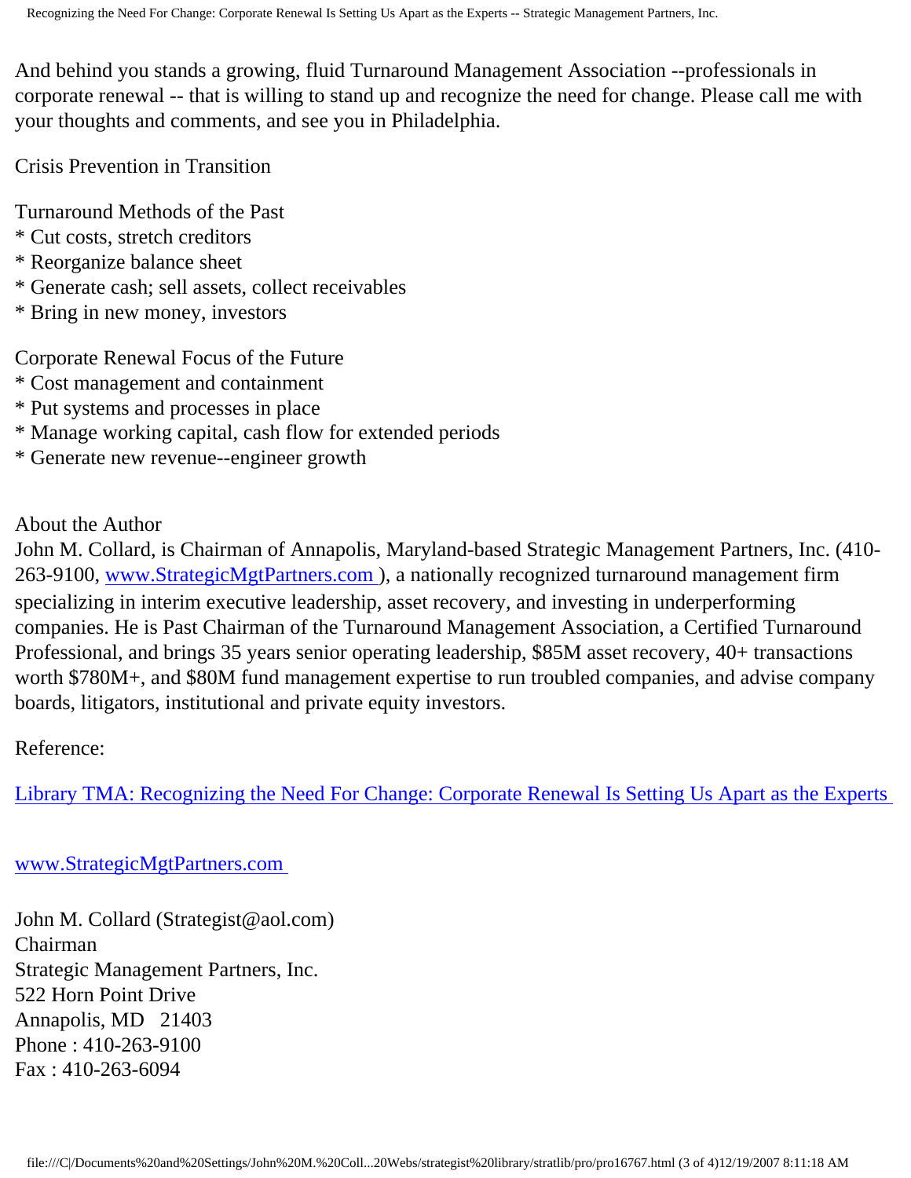And behind you stands a growing, fluid Turnaround Management Association --professionals in corporate renewal -- that is willing to stand up and recognize the need for change. Please call me with your thoughts and comments, and see you in Philadelphia.

Crisis Prevention in Transition

Turnaround Methods of the Past
* Cut costs, stretch creditors
* Reorganize balance sheet
* Generate cash; sell assets, collect receivables
* Bring in new money, investors

Corporate Renewal Focus of the Future
* Cost management and containment
* Put systems and processes in place
* Manage working capital, cash flow for extended periods
* Generate new revenue--engineer growth

About the Author
John M. Collard, is Chairman of Annapolis, Maryland-based Strategic Management Partners, Inc. (410-263-9100, [www.StrategicMgtPartners.com](http://www.StrategicMgtPartners.com) ), a nationally recognized turnaround management firm specializing in interim executive leadership, asset recovery, and investing in underperforming companies. He is Past Chairman of the Turnaround Management Association, a Certified Turnaround Professional, and brings 35 years senior operating leadership, $85M asset recovery, 40+ transactions worth $780M+, and $80M fund management expertise to run troubled companies, and advise company boards, litigators, institutional and private equity investors.

Reference:

[Library TMA: Recognizing the Need For Change: Corporate Renewal Is Setting Us Apart as the Experts](#)

[www.StrategicMgtPartners.com](http://www.StrategicMgtPartners.com)

John M. Collard (Strategist@aol.com)
Chairman
Strategic Management Partners, Inc.
522 Horn Point Drive
Annapolis, MD 21403
Phone : 410-263-9100
Fax : 410-263-6094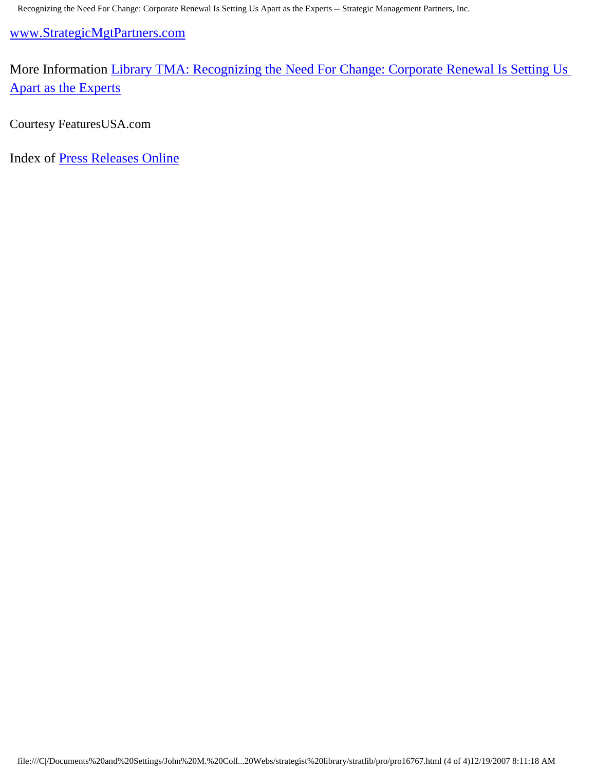www.StrategicMgtPartners.com

More Information Library TMA: Recognizing the Need For Change: Corporate Renewal Is Setting Us Apart as the Experts

Courtesy FeaturesUSA.com

Index of Press Releases Online